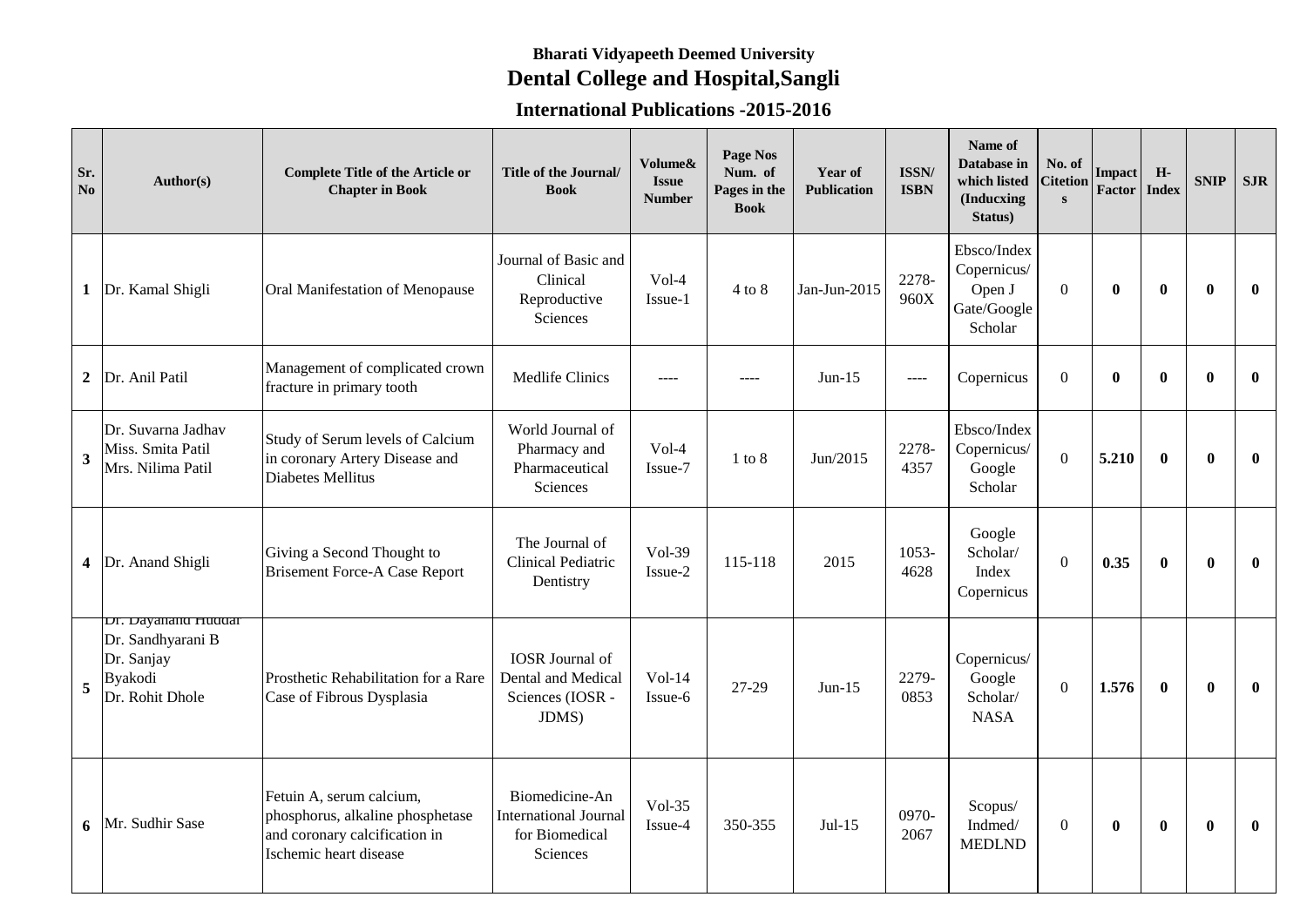**Bharati Vidyapeeth Deemed University**

## Dental College and Hospital,Sangli

### International Publications -2015-2016

| Sr. No | Author(s) | Complete Title of the Article or Chapter in Book | Title of the Journal/ Book | Volume& Issue Number | Page Nos Num. of Pages in the Book | Year of Publication | ISSN/ ISBN | Name of Database in which listed (Inducxing Status) | No. of Citetions | Impact Factor | H-Index | SNIP | SJR |
|---|---|---|---|---|---|---|---|---|---|---|---|---|---|
| 1 | Dr. Kamal Shigli | Oral Manifestation of Menopause | Journal of Basic and Clinical Reproductive Sciences | Vol-4 Issue-1 | 4 to 8 | Jan-Jun-2015 | 2278-960X | Ebsco/Index Copernicus/ Open J Gate/Google Scholar | 0 | **0** | **0** | **0** | **0** |
| 2 | Dr. Anil Patil | Management of complicated crown fracture in primary tooth | Medlife Clinics | ---- | ---- | Jun-15 | ---- | Copernicus | 0 | **0** | **0** | **0** | **0** |
| 3 | Dr. Suvarna Jadhav<br>Miss. Smita Patil<br>Mrs. Nilima Patil | Study of Serum levels of Calcium in coronary Artery Disease and Diabetes Mellitus | World Journal of Pharmacy and Pharmaceutical Sciences | Vol-4 Issue-7 | 1 to 8 | Jun/2015 | 2278-4357 | Ebsco/Index Copernicus/ Google Scholar | 0 | **5.210** | **0** | **0** | **0** |
| 4 | Dr. Anand Shigli | Giving a Second Thought to Brisement Force-A Case Report | The Journal of Clinical Pediatric Dentistry | Vol-39 Issue-2 | 115-118 | 2015 | 1053-4628 | Google Scholar/ Index Copernicus | 0 | **0.35** | **0** | **0** | **0** |
| 5 | Dr. Dayanand Huddar<br>Dr. Sandhyarani B<br>Dr. Sanjay Byakodi<br>Dr. Rohit Dhole | Prosthetic Rehabilitation for a Rare Case of Fibrous Dysplasia | IOSR Journal of Dental and Medical Sciences (IOSR - JDMS) | Vol-14 Issue-6 | 27-29 | Jun-15 | 2279-0853 | Copernicus/ Google Scholar/ NASA | 0 | **1.576** | **0** | **0** | **0** |
| 6 | Mr. Sudhir Sase | Fetuin A, serum calcium, phosphorus, alkaline phosphetase and coronary calcification in Ischemic heart disease | Biomedicine-An International Journal for Biomedical Sciences | Vol-35 Issue-4 | 350-355 | Jul-15 | 0970-2067 | Scopus/ Indmed/ MEDLND | 0 | **0** | **0** | **0** | **0** |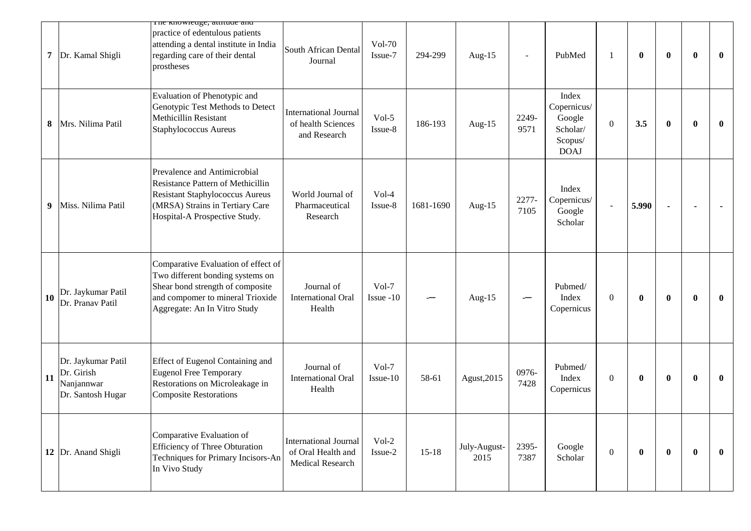| 7 | Dr. Kamal Shigli | The knowledge, attitude and practice of edentulous patients attending a dental institute in India regarding care of their dental prostheses | South African Dental Journal | Vol-70 Issue-7 | 294-299 | Aug-15 | - | PubMed | 1 | **0** | **0** | **0** | **0** |
|---|---|---|---|---|---|---|---|---|---|---|---|---|---|
| 8 | Mrs. Nilima Patil | Evaluation of Phenotypic and Genotypic Test Methods to Detect Methicillin Resistant Staphylococcus Aureus | International Journal of health Sciences and Research | Vol-5 Issue-8 | 186-193 | Aug-15 | 2249-9571 | Index Copernicus/ Google Scholar/ Scopus/ DOAJ | 0 | **3.5** | **0** | **0** | **0** |
| 9 | Miss. Nilima Patil | Prevalence and Antimicrobial Resistance Pattern of Methicillin Resistant Staphylococcus Aureus (MRSA) Strains in Tertiary Care Hospital-A Prospective Study. | World Journal of Pharmaceutical Research | Vol-4 Issue-8 | 1681-1690 | Aug-15 | 2277-7105 | Index Copernicus/ Google Scholar | - | **5.990** | **-** | **-** | **-** |
| 10 | Dr. Jaykumar Patil Dr. Pranav Patil | Comparative Evaluation of effect of Two different bonding systems on Shear bond strength of composite and compomer to mineral Trioxide Aggregate: An In Vitro Study | Journal of International Oral Health | Vol-7 Issue -10 | -— | Aug-15 | -— | Pubmed/ Index Copernicus | 0 | **0** | **0** | **0** | **0** |
| 11 | Dr. Jaykumar Patil Dr. Girish Nanjannwar Dr. Santosh Hugar | Effect of Eugenol Containing and Eugenol Free Temporary Restorations on Microleakage in Composite Restorations | Journal of International Oral Health | Vol-7 Issue-10 | 58-61 | Agust,2015 | 0976-7428 | Pubmed/ Index Copernicus | 0 | **0** | **0** | **0** | **0** |
| 12 | Dr. Anand Shigli | Comparative Evaluation of Efficiency of Three Obturation Techniques for Primary Incisors-An In Vivo Study | International Journal of Oral Health and Medical Research | Vol-2 Issue-2 | 15-18 | July-August-2015 | 2395-7387 | Google Scholar | 0 | **0** | **0** | **0** | **0** |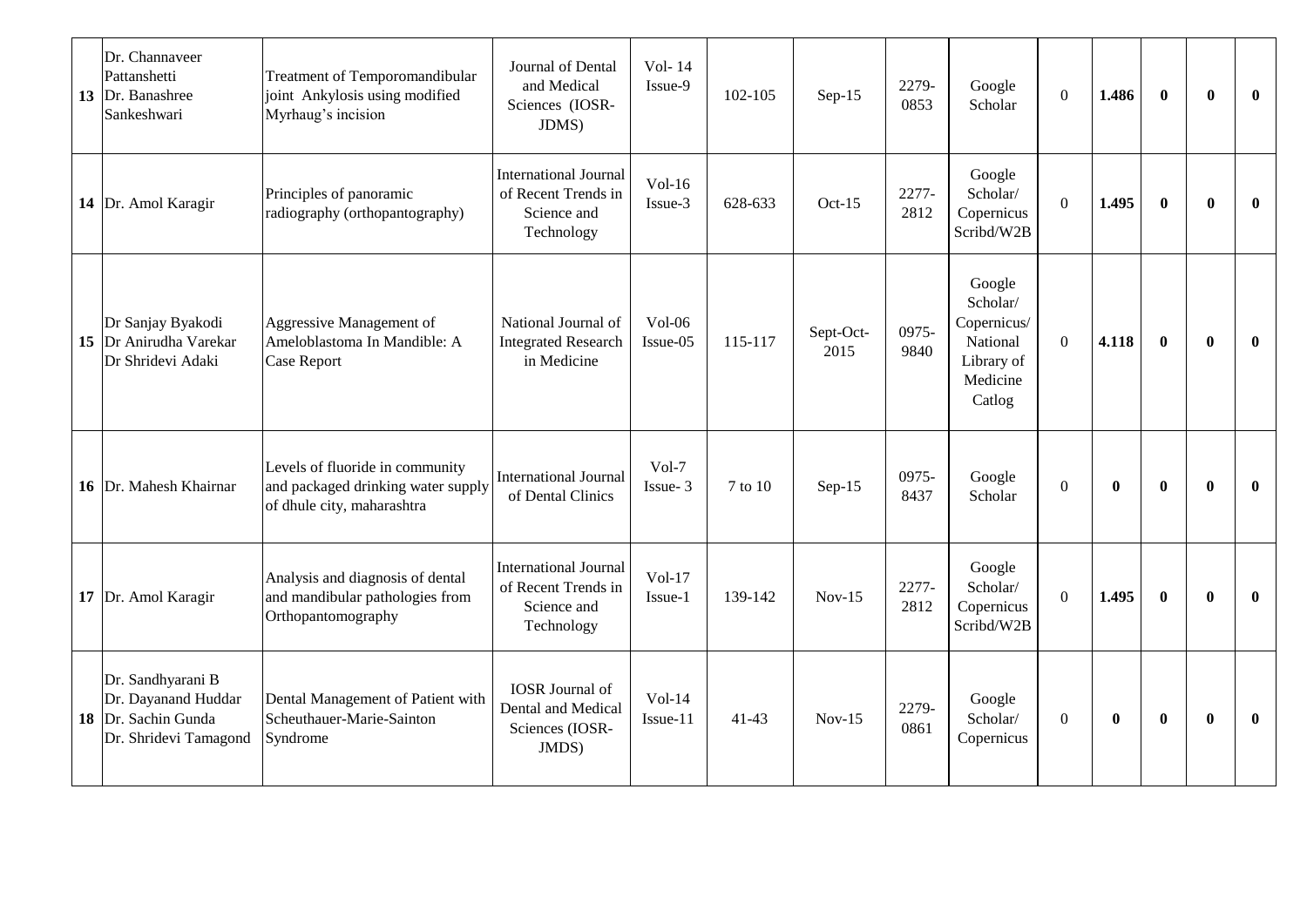| 13 | Dr. Channaveer Pattanshetti Dr. Banashree Sankeshwari | Treatment of Temporomandibular joint Ankylosis using modified Myrhaug's incision | Journal of Dental and Medical Sciences (IOSR-JDMS) | Vol- 14 Issue-9 | 102-105 | Sep-15 | 2279-0853 | Google Scholar | 0 | **1.486** | **0** | **0** | **0** |
|---|---|---|---|---|---|---|---|---|---|---|---|---|---|
| 14 | Dr. Amol Karagir | Principles of panoramic radiography (orthopantography) | International Journal of Recent Trends in Science and Technology | Vol-16 Issue-3 | 628-633 | Oct-15 | 2277-2812 | Google Scholar/ Copernicus Scribd/W2B | 0 | **1.495** | **0** | **0** | **0** |
| 15 | Dr Sanjay Byakodi Dr Anirudha Varekar Dr Shridevi Adaki | Aggressive Management of Ameloblastoma In Mandible: A Case Report | National Journal of Integrated Research in Medicine | Vol-06 Issue-05 | 115-117 | Sept-Oct-2015 | 0975-9840 | Google Scholar/ Copernicus/ National Library of Medicine Catlog | 0 | **4.118** | **0** | **0** | **0** |
| 16 | Dr. Mahesh Khairnar | Levels of fluoride in community and packaged drinking water supply of dhule city, maharashtra | International Journal of Dental Clinics | Vol-7 Issue- 3 | 7 to 10 | Sep-15 | 0975-8437 | Google Scholar | 0 | **0** | **0** | **0** | **0** |
| 17 | Dr. Amol Karagir | Analysis and diagnosis of dental and mandibular pathologies from Orthopantomography | International Journal of Recent Trends in Science and Technology | Vol-17 Issue-1 | 139-142 | Nov-15 | 2277-2812 | Google Scholar/ Copernicus Scribd/W2B | 0 | **1.495** | **0** | **0** | **0** |
| 18 | Dr. Sandhyarani B Dr. Dayanand Huddar Dr. Sachin Gunda Dr. Shridevi Tamagond | Dental Management of Patient with Scheuthauer-Marie-Sainton Syndrome | IOSR Journal of Dental and Medical Sciences (IOSR-JMDS) | Vol-14 Issue-11 | 41-43 | Nov-15 | 2279-0861 | Google Scholar/ Copernicus | 0 | **0** | **0** | **0** | **0** |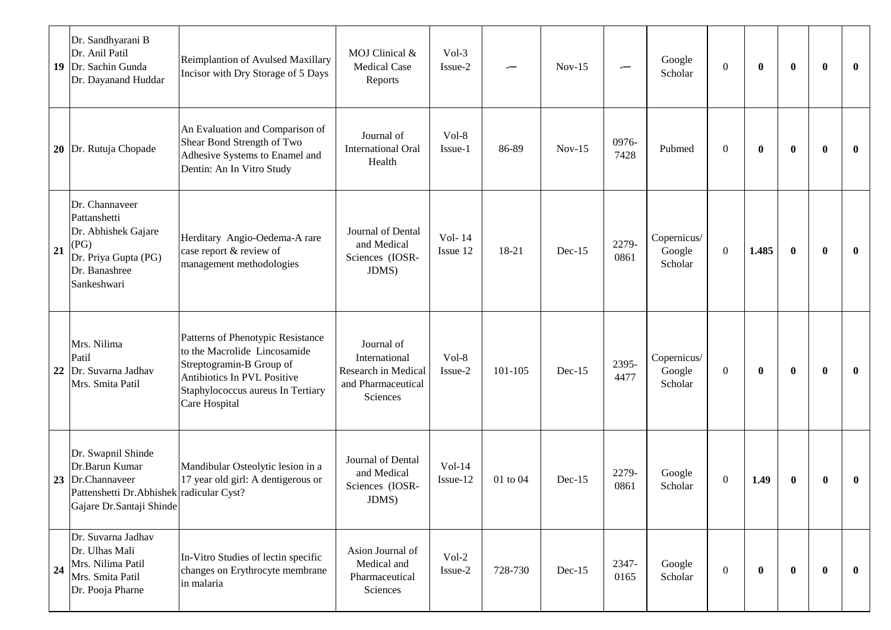| 19 | Dr. Sandhyarani B<br>Dr. Anil Patil<br>Dr. Sachin Gunda<br>Dr. Dayanand Huddar | Reimplantion of Avulsed Maxillary Incisor with Dry Storage of 5 Days | MOJ Clinical & Medical Case Reports | Vol-3 Issue-2 | -— | Nov-15 | -— | Google Scholar | 0 | **0** | **0** | **0** | **0** |
|---|---|---|---|---|---|---|---|---|---|---|---|---|---|
| 20 | Dr. Rutuja Chopade | An Evaluation and Comparison of Shear Bond Strength of Two Adhesive Systems to Enamel and Dentin: An In Vitro Study | Journal of International Oral Health | Vol-8 Issue-1 | 86-89 | Nov-15 | 0976-7428 | Pubmed | 0 | **0** | **0** | **0** | **0** |
| 21 | Dr. Channaveer Pattanshetti<br>Dr. Abhishek Gajare (PG)<br>Dr. Priya Gupta (PG)<br>Dr. Banashree Sankeshwari | Herditary Angio-Oedema-A rare case report & review of management methodologies | Journal of Dental and Medical Sciences (IOSR-JDMS) | Vol- 14 Issue 12 | 18-21 | Dec-15 | 2279-0861 | Copernicus/ Google Scholar | 0 | **1.485** | **0** | **0** | **0** |
| 22 | Mrs. Nilima Patil<br>Dr. Suvarna Jadhav<br>Mrs. Smita Patil | Patterns of Phenotypic Resistance to the Macrolide Lincosamide Streptogramin-B Group of Antibiotics In PVL Positive Staphylococcus aureus In Tertiary Care Hospital | Journal of International Research in Medical and Pharmaceutical Sciences | Vol-8 Issue-2 | 101-105 | Dec-15 | 2395-4477 | Copernicus/ Google Scholar | 0 | **0** | **0** | **0** | **0** |
| 23 | Dr. Swapnil Shinde<br>Dr.Barun Kumar<br>Dr.Channaveer Pattenshetti Dr.Abhishek Gajare Dr.Santaji Shinde | Mandibular Osteolytic lesion in a 17 year old girl: A dentigerous or radicular Cyst? | Journal of Dental and Medical Sciences (IOSR-JDMS) | Vol-14 Issue-12 | 01 to 04 | Dec-15 | 2279-0861 | Google Scholar | 0 | **1.49** | **0** | **0** | **0** |
| 24 | Dr. Suvarna Jadhav<br>Dr. Ulhas Mali<br>Mrs. Nilima Patil<br>Mrs. Smita Patil<br>Dr. Pooja Pharne | In-Vitro Studies of lectin specific changes on Erythrocyte membrane in malaria | Asion Journal of Medical and Pharmaceutical Sciences | Vol-2 Issue-2 | 728-730 | Dec-15 | 2347-0165 | Google Scholar | 0 | **0** | **0** | **0** | **0** |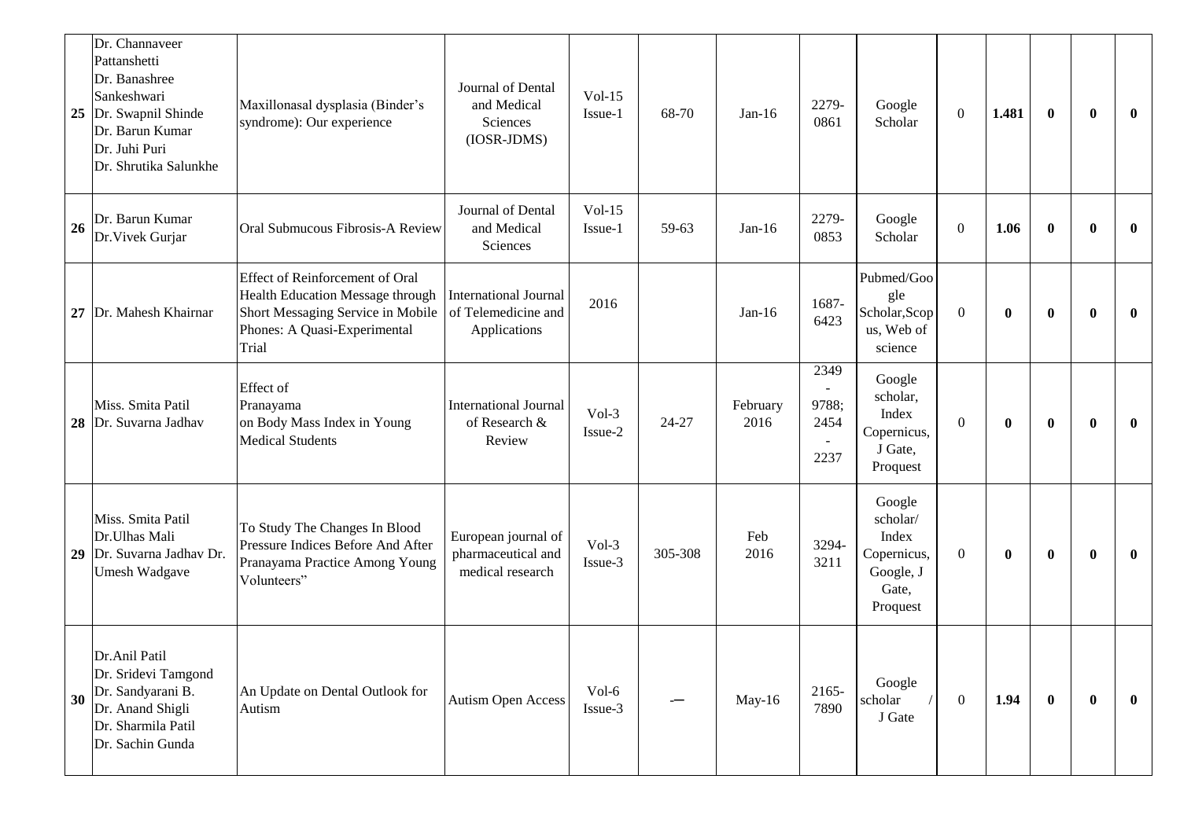| | | | | | | | | | | | | | | |
|---|---|---|---|---|---|---|---|---|---|---|---|---|---|---|
| 25 | Dr. Channaveer Pattanshetti Dr. Banashree Sankeshwari Dr. Swapnil Shinde Dr. Barun Kumar Dr. Juhi Puri Dr. Shrutika Salunkhe | Maxillonasal dysplasia (Binder's syndrome): Our experience | Journal of Dental and Medical Sciences (IOSR-JDMS) | Vol-15 Issue-1 | 68-70 | Jan-16 | 2279-0861 | Google Scholar | 0 | **1.481** | **0** | **0** | **0** |
| 26 | Dr. Barun Kumar Dr.Vivek Gurjar | Oral Submucous Fibrosis-A Review | Journal of Dental and Medical Sciences | Vol-15 Issue-1 | 59-63 | Jan-16 | 2279-0853 | Google Scholar | 0 | **1.06** | **0** | **0** | **0** |
| 27 | Dr. Mahesh Khairnar | Effect of Reinforcement of Oral Health Education Message through Short Messaging Service in Mobile Phones: A Quasi-Experimental Trial | International Journal of Telemedicine and Applications | 2016 | | Jan-16 | 1687-6423 | Pubmed/Google Scholar,Scopus, Web of science | 0 | **0** | **0** | **0** | **0** |
| 28 | Miss. Smita Patil Dr. Suvarna Jadhav | Effect of Pranayama on Body Mass Index in Young Medical Students | International Journal of Research & Review | Vol-3 Issue-2 | 24-27 | February 2016 | 2349 - 9788; 2454 - 2237 | Google scholar, Index Copernicus, J Gate, Proquest | 0 | **0** | **0** | **0** | **0** |
| 29 | Miss. Smita Patil Dr.Ulhas Mali Dr. Suvarna Jadhav Dr. Umesh Wadgave | To Study The Changes In Blood Pressure Indices Before And After Pranayama Practice Among Young Volunteers" | European journal of pharmaceutical and medical research | Vol-3 Issue-3 | 305-308 | Feb 2016 | 3294-3211 | Google scholar/ Index Copernicus, Google, J Gate, Proquest | 0 | **0** | **0** | **0** | **0** |
| 30 | Dr.Anil Patil Dr. Sridevi Tamgond Dr. Sandyarani B. Dr. Anand Shigli Dr. Sharmila Patil Dr. Sachin Gunda | An Update on Dental Outlook for Autism | Autism Open Access | Vol-6 Issue-3 | -— | May-16 | 2165-7890 | Google scholar / J Gate | 0 | **1.94** | **0** | **0** | **0** |